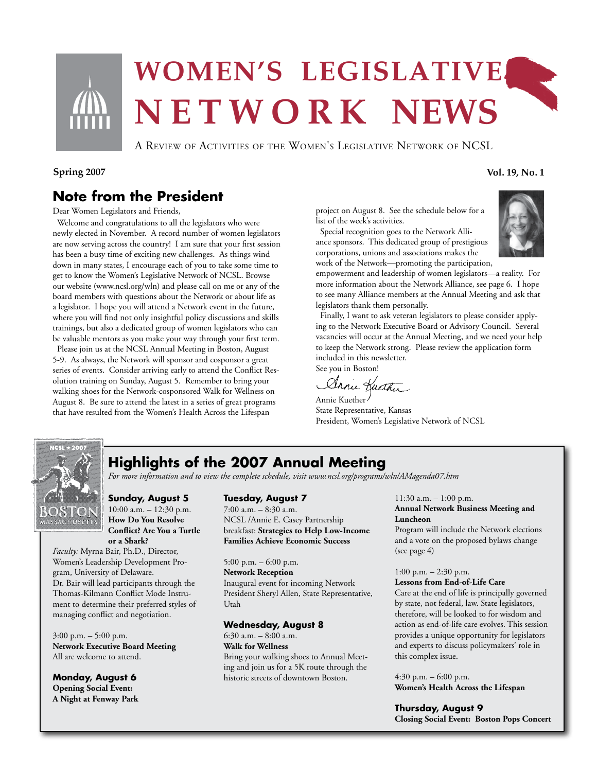# WOMEN'S LEGISLATIVE NETWORK NEWS

A Review of Activities of the Women's Legislative Network of NCSL

**Spring 2007** **Vol. 19, No. 1**

## Note from the President

Dear Women Legislators and Friends,

Welcome and congratulations to all the legislators who were newly elected in November. A record number of women legislators are now serving across the country! I am sure that your first session has been a busy time of exciting new challenges. As things wind down in many states, I encourage each of you to take some time to get to know the Women's Legislative Network of NCSL. Browse our website (www.ncsl.org/wln) and please call on me or any of the board members with questions about the Network or about life as a legislator. I hope you will attend a Network event in the future, where you will find not only insightful policy discussions and skills trainings, but also a dedicated group of women legislators who can be valuable mentors as you make your way through your first term.

Please join us at the NCSL Annual Meeting in Boston, August 5-9. As always, the Network will sponsor and cosponsor a great series of events. Consider arriving early to attend the Conflict Resolution training on Sunday, August 5. Remember to bring your walking shoes for the Network-cosponsored Walk for Wellness on August 8. Be sure to attend the latest in a series of great programs that have resulted from the Women's Health Across the Lifespan project on August 8. See the schedule below for a list of the week's activities.

Special recognition goes to the Network Alliance sponsors. This dedicated group of prestigious corporations, unions and associations makes the work of the Network—promoting the participation, empowerment and leadership of women legislators—a reality. For more information about the Network Alliance, see page 6. I hope to see many Alliance members at the Annual Meeting and ask that legislators thank them personally.

Finally, I want to ask veteran legislators to please consider applying to the Network Executive Board or Advisory Council. Several vacancies will occur at the Annual Meeting, and we need your help to keep the Network strong. Please review the application form included in this newsletter.

See you in Boston!

Annie Kuether
State Representative, Kansas
President, Women's Legislative Network of NCSL

## Highlights of the 2007 Annual Meeting

*For more information and to view the complete schedule, visit www.ncsl.org/programs/wln/AMagenda07.htm*

### Sunday, August 5

10:00 a.m. – 12:30 p.m.
**How Do You Resolve Conflict? Are You a Turtle or a Shark?**
*Faculty:* Myrna Bair, Ph.D., Director, Women's Leadership Development Program, University of Delaware.
Dr. Bair will lead participants through the Thomas-Kilmann Conflict Mode Instrument to determine their preferred styles of managing conflict and negotiation.

3:00 p.m. – 5:00 p.m.
**Network Executive Board Meeting**
All are welcome to attend.

### Monday, August 6

**Opening Social Event: A Night at Fenway Park**

### Tuesday, August 7

7:00 a.m. – 8:30 a.m.
NCSL /Annie E. Casey Partnership breakfast: **Strategies to Help Low-Income Families Achieve Economic Success**

5:00 p.m. – 6:00 p.m.
**Network Reception**
Inaugural event for incoming Network President Sheryl Allen, State Representative, Utah

### Wednesday, August 8

6:30 a.m. – 8:00 a.m.
**Walk for Wellness**
Bring your walking shoes to Annual Meeting and join us for a 5K route through the historic streets of downtown Boston.

11:30 a.m. – 1:00 p.m.
**Annual Network Business Meeting and Luncheon**
Program will include the Network elections and a vote on the proposed bylaws change (see page 4)

1:00 p.m. – 2:30 p.m.
**Lessons from End-of-Life Care**
Care at the end of life is principally governed by state, not federal, law. State legislators, therefore, will be looked to for wisdom and action as end-of-life care evolves. This session provides a unique opportunity for legislators and experts to discuss policymakers' role in this complex issue.

4:30 p.m. – 6:00 p.m.
**Women's Health Across the Lifespan**

### Thursday, August 9

**Closing Social Event: Boston Pops Concert**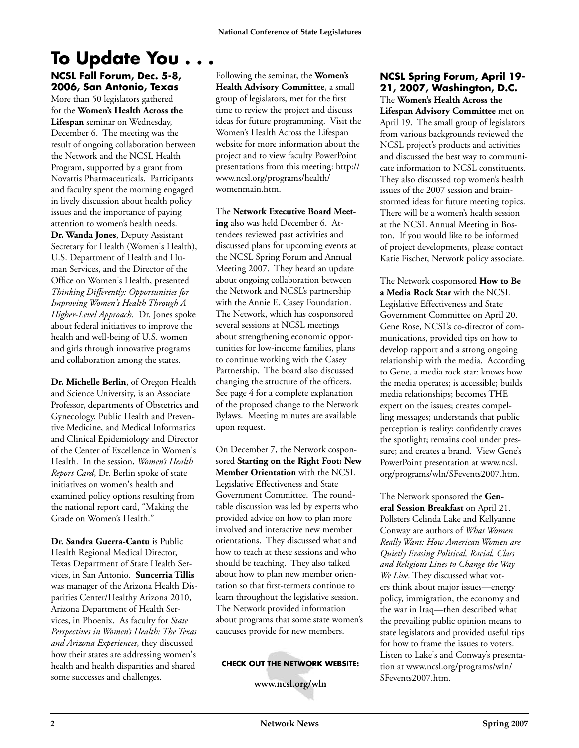# To Update You . . .

### NCSL Fall Forum, Dec. 5-8, 2006, San Antonio, Texas

More than 50 legislators gathered for the **Women's Health Across the Lifespan** seminar on Wednesday, December 6. The meeting was the result of ongoing collaboration between the Network and the NCSL Health Program, supported by a grant from Novartis Pharmaceuticals. Participants and faculty spent the morning engaged in lively discussion about health policy issues and the importance of paying attention to women's health needs. **Dr. Wanda Jones**, Deputy Assistant Secretary for Health (Women's Health), U.S. Department of Health and Human Services, and the Director of the Office on Women's Health, presented *Thinking Differently: Opportunities for Improving Women's Health Through A Higher-Level Approach*. Dr. Jones spoke about federal initiatives to improve the health and well-being of U.S. women and girls through innovative programs and collaboration among the states.

**Dr. Michelle Berlin**, of Oregon Health and Science University, is an Associate Professor, departments of Obstetrics and Gynecology, Public Health and Preventive Medicine, and Medical Informatics and Clinical Epidemiology and Director of the Center of Excellence in Women's Health. In the session, *Women's Health Report Card*, Dr. Berlin spoke of state initiatives on women's health and examined policy options resulting from the national report card, "Making the Grade on Women's Health."

**Dr. Sandra Guerra-Cantu** is Public Health Regional Medical Director, Texas Department of State Health Services, in San Antonio. **Suncerria Tillis** was manager of the Arizona Health Disparities Center/Healthy Arizona 2010, Arizona Department of Health Services, in Phoenix. As faculty for *State Perspectives in Women's Health: The Texas and Arizona Experiences*, they discussed how their states are addressing women's health and health disparities and shared some successes and challenges.

Following the seminar, the **Women's Health Advisory Committee**, a small group of legislators, met for the first time to review the project and discuss ideas for future programming. Visit the Women's Health Across the Lifespan website for more information about the project and to view faculty PowerPoint presentations from this meeting: http://www.ncsl.org/programs/health/womenmain.htm.

The **Network Executive Board Meeting** also was held December 6. Attendees reviewed past activities and discussed plans for upcoming events at the NCSL Spring Forum and Annual Meeting 2007. They heard an update about ongoing collaboration between the Network and NCSL's partnership with the Annie E. Casey Foundation. The Network, which has cosponsored several sessions at NCSL meetings about strengthening economic opportunities for low-income families, plans to continue working with the Casey Partnership. The board also discussed changing the structure of the officers. See page 4 for a complete explanation of the proposed change to the Network Bylaws. Meeting minutes are available upon request.

On December 7, the Network cosponsored **Starting on the Right Foot: New Member Orientation** with the NCSL Legislative Effectiveness and State Government Committee. The roundtable discussion was led by experts who provided advice on how to plan more involved and interactive new member orientations. They discussed what and how to teach at these sessions and who should be teaching. They also talked about how to plan new member orientation so that first-termers continue to learn throughout the legislative session. The Network provided information about programs that some state women's caucuses provide for new members.

**CHECK OUT THE NETWORK WEBSITE:**

**www.ncsl.org/wln**

### NCSL Spring Forum, April 19-21, 2007, Washington, D.C.

The **Women's Health Across the Lifespan Advisory Committee** met on April 19. The small group of legislators from various backgrounds reviewed the NCSL project's products and activities and discussed the best way to communicate information to NCSL constituents. They also discussed top women's health issues of the 2007 session and brainstormed ideas for future meeting topics. There will be a women's health session at the NCSL Annual Meeting in Boston. If you would like to be informed of project developments, please contact Katie Fischer, Network policy associate.

The Network cosponsored **How to Be a Media Rock Star** with the NCSL Legislative Effectiveness and State Government Committee on April 20. Gene Rose, NCSL's co-director of communications, provided tips on how to develop rapport and a strong ongoing relationship with the media. According to Gene, a media rock star: knows how the media operates; is accessible; builds media relationships; becomes THE expert on the issues; creates compelling messages; understands that public perception is reality; confidently craves the spotlight; remains cool under pressure; and creates a brand. View Gene's PowerPoint presentation at www.ncsl.org/programs/wln/SFevents2007.htm.

The Network sponsored the **General Session Breakfast** on April 21. Pollsters Celinda Lake and Kellyanne Conway are authors of *What Women Really Want: How American Women are Quietly Erasing Political, Racial, Class and Religious Lines to Change the Way We Live.* They discussed what voters think about major issues—energy policy, immigration, the economy and the war in Iraq—then described what the prevailing public opinion means to state legislators and provided useful tips for how to frame the issues to voters. Listen to Lake's and Conway's presentation at www.ncsl.org/programs/wln/SFevents2007.htm.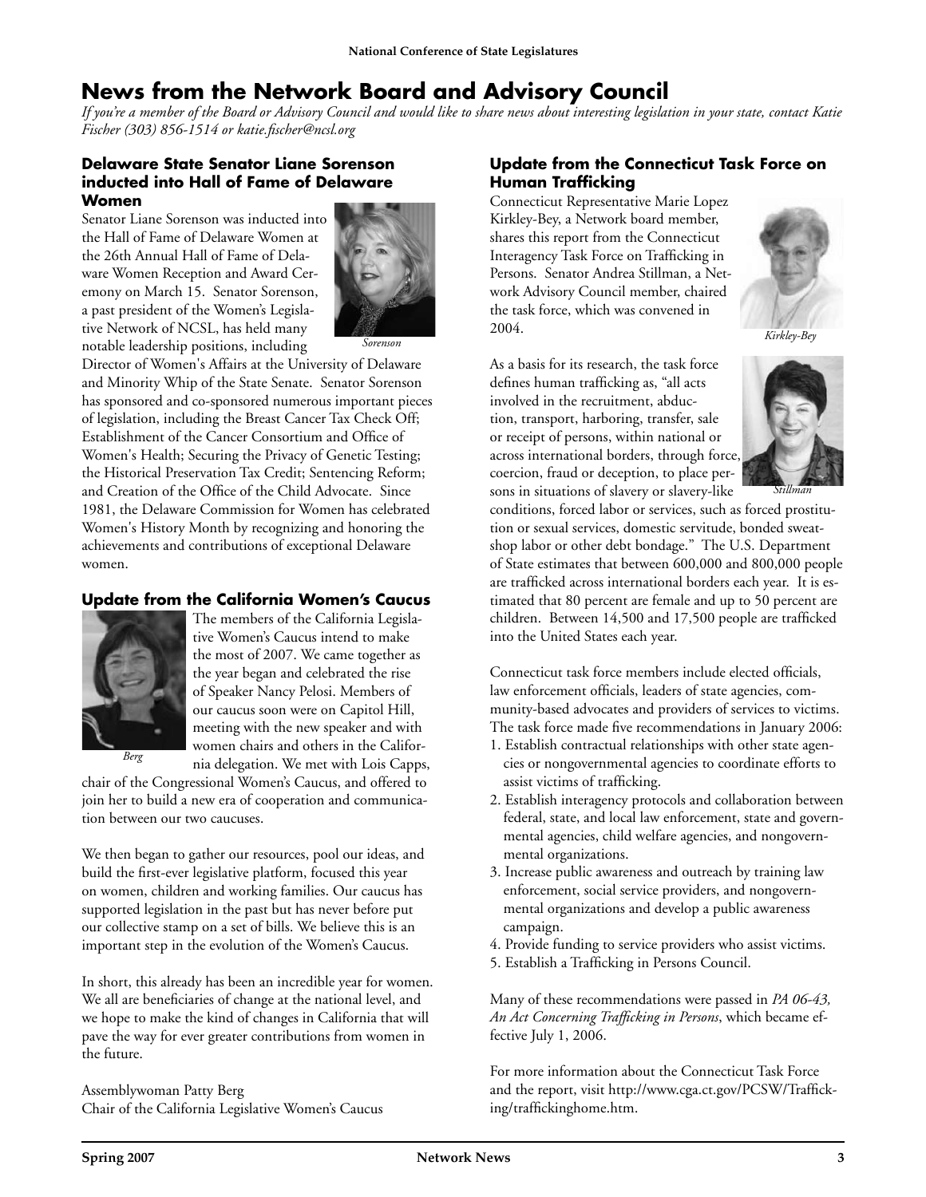# News from the Network Board and Advisory Council

*If you're a member of the Board or Advisory Council and would like to share news about interesting legislation in your state, contact Katie Fischer (303) 856-1514 or katie.fischer@ncsl.org*

## Delaware State Senator Liane Sorenson inducted into Hall of Fame of Delaware Women

Senator Liane Sorenson was inducted into the Hall of Fame of Delaware Women at the 26th Annual Hall of Fame of Delaware Women Reception and Award Ceremony on March 15. Senator Sorenson, a past president of the Women's Legislative Network of NCSL, has held many notable leadership positions, including Director of Women's Affairs at the University of Delaware and Minority Whip of the State Senate. Senator Sorenson has sponsored and co-sponsored numerous important pieces of legislation, including the Breast Cancer Tax Check Off; Establishment of the Cancer Consortium and Office of Women's Health; Securing the Privacy of Genetic Testing; the Historical Preservation Tax Credit; Sentencing Reform; and Creation of the Office of the Child Advocate. Since 1981, the Delaware Commission for Women has celebrated Women's History Month by recognizing and honoring the achievements and contributions of exceptional Delaware women.

*Sorenson*

## Update from the California Women's Caucus

*Berg*

The members of the California Legislative Women's Caucus intend to make the most of 2007. We came together as the year began and celebrated the rise of Speaker Nancy Pelosi. Members of our caucus soon were on Capitol Hill, meeting with the new speaker and with women chairs and others in the California delegation. We met with Lois Capps, chair of the Congressional Women's Caucus, and offered to join her to build a new era of cooperation and communication between our two caucuses.

We then began to gather our resources, pool our ideas, and build the first-ever legislative platform, focused this year on women, children and working families. Our caucus has supported legislation in the past but has never before put our collective stamp on a set of bills. We believe this is an important step in the evolution of the Women's Caucus.

In short, this already has been an incredible year for women. We all are beneficiaries of change at the national level, and we hope to make the kind of changes in California that will pave the way for ever greater contributions from women in the future.

Assemblywoman Patty Berg
Chair of the California Legislative Women's Caucus

## Update from the Connecticut Task Force on Human Trafficking

Connecticut Representative Marie Lopez Kirkley-Bey, a Network board member, shares this report from the Connecticut Interagency Task Force on Trafficking in Persons. Senator Andrea Stillman, a Network Advisory Council member, chaired the task force, which was convened in 2004.

*Kirkley-Bey*

As a basis for its research, the task force defines human trafficking as, "all acts involved in the recruitment, abduction, transport, harboring, transfer, sale or receipt of persons, within national or across international borders, through force, coercion, fraud or deception, to place persons in situations of slavery or slavery-like conditions, forced labor or services, such as forced prostitution or sexual services, domestic servitude, bonded sweatshop labor or other debt bondage." The U.S. Department of State estimates that between 600,000 and 800,000 people are trafficked across international borders each year. It is estimated that 80 percent are female and up to 50 percent are children. Between 14,500 and 17,500 people are trafficked into the United States each year.

*Stillman*

Connecticut task force members include elected officials, law enforcement officials, leaders of state agencies, community-based advocates and providers of services to victims. The task force made five recommendations in January 2006:

1. Establish contractual relationships with other state agencies or nongovernmental agencies to coordinate efforts to assist victims of trafficking.
2. Establish interagency protocols and collaboration between federal, state, and local law enforcement, state and governmental agencies, child welfare agencies, and nongovernmental organizations.
3. Increase public awareness and outreach by training law enforcement, social service providers, and nongovernmental organizations and develop a public awareness campaign.
4. Provide funding to service providers who assist victims.
5. Establish a Trafficking in Persons Council.

Many of these recommendations were passed in *PA 06-43, An Act Concerning Trafficking in Persons*, which became effective July 1, 2006.

For more information about the Connecticut Task Force and the report, visit http://www.cga.ct.gov/PCSW/Trafficking/traffickinghome.htm.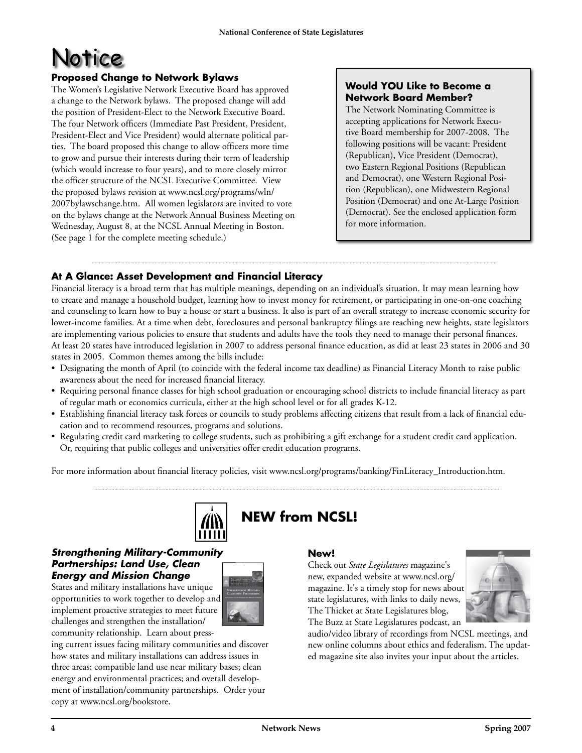# Notice

### Proposed Change to Network Bylaws

The Women's Legislative Network Executive Board has approved a change to the Network bylaws. The proposed change will add the position of President-Elect to the Network Executive Board. The four Network officers (Immediate Past President, President, President-Elect and Vice President) would alternate political parties. The board proposed this change to allow officers more time to grow and pursue their interests during their term of leadership (which would increase to four years), and to more closely mirror the officer structure of the NCSL Executive Committee. View the proposed bylaws revision at www.ncsl.org/programs/wln/2007bylawschange.htm. All women legislators are invited to vote on the bylaws change at the Network Annual Business Meeting on Wednesday, August 8, at the NCSL Annual Meeting in Boston. (See page 1 for the complete meeting schedule.)

### Would YOU Like to Become a Network Board Member?

The Network Nominating Committee is accepting applications for Network Executive Board membership for 2007-2008. The following positions will be vacant: President (Republican), Vice President (Democrat), two Eastern Regional Positions (Republican and Democrat), one Western Regional Position (Republican), one Midwestern Regional Position (Democrat) and one At-Large Position (Democrat). See the enclosed application form for more information.

### At A Glance: Asset Development and Financial Literacy

Financial literacy is a broad term that has multiple meanings, depending on an individual's situation. It may mean learning how to create and manage a household budget, learning how to invest money for retirement, or participating in one-on-one coaching and counseling to learn how to buy a house or start a business. It also is part of an overall strategy to increase economic security for lower-income families. At a time when debt, foreclosures and personal bankruptcy filings are reaching new heights, state legislators are implementing various policies to ensure that students and adults have the tools they need to manage their personal finances. At least 20 states have introduced legislation in 2007 to address personal finance education, as did at least 23 states in 2006 and 30 states in 2005. Common themes among the bills include:

- Designating the month of April (to coincide with the federal income tax deadline) as Financial Literacy Month to raise public awareness about the need for increased financial literacy.
- Requiring personal finance classes for high school graduation or encouraging school districts to include financial literacy as part of regular math or economics curricula, either at the high school level or for all grades K-12.
- Establishing financial literacy task forces or councils to study problems affecting citizens that result from a lack of financial education and to recommend resources, programs and solutions.
- Regulating credit card marketing to college students, such as prohibiting a gift exchange for a student credit card application. Or, requiring that public colleges and universities offer credit education programs.

For more information about financial literacy policies, visit www.ncsl.org/programs/banking/FinLiteracy_Introduction.htm.

## NEW from NCSL!

### *Strengthening Military-Community Partnerships: Land Use, Clean Energy and Mission Change*

States and military installations have unique opportunities to work together to develop and implement proactive strategies to meet future challenges and strengthen the installation/community relationship. Learn about pressing current issues facing military communities and discover how states and military installations can address issues in three areas: compatible land use near military bases; clean energy and environmental practices; and overall development of installation/community partnerships. Order your copy at www.ncsl.org/bookstore.

### New!

Check out *State Legislatures* magazine's new, expanded website at www.ncsl.org/magazine. It's a timely stop for news about state legislatures, with links to daily news, The Thicket at State Legislatures blog, The Buzz at State Legislatures podcast, an audio/video library of recordings from NCSL meetings, and new online columns about ethics and federalism. The updated magazine site also invites your input about the articles.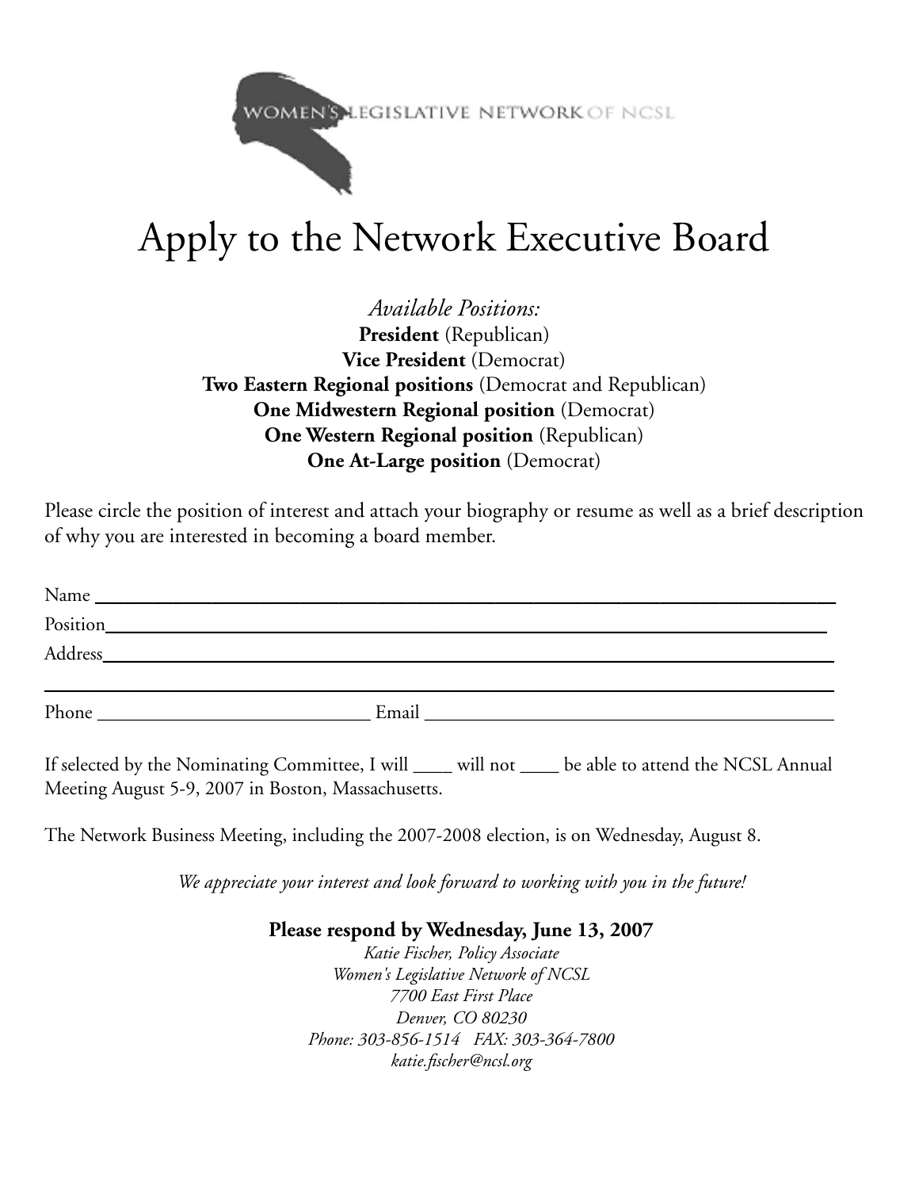WOMEN'S LEGISLATIVE NETWORK OF NCSL

# Apply to the Network Executive Board

*Available Positions:*

**President** (Republican)
**Vice President** (Democrat)
**Two Eastern Regional positions** (Democrat and Republican)
**One Midwestern Regional position** (Democrat)
**One Western Regional position** (Republican)
**One At-Large position** (Democrat)

Please circle the position of interest and attach your biography or resume as well as a brief description of why you are interested in becoming a board member.

Name ______________________________________________________________

Position____________________________________________________________

Address____________________________________________________________

___________________________________________________________________

Phone ____________________________ Email ______________________________

If selected by the Nominating Committee, I will ____ will not ____ be able to attend the NCSL Annual Meeting August 5-9, 2007 in Boston, Massachusetts.

The Network Business Meeting, including the 2007-2008 election, is on Wednesday, August 8.

*We appreciate your interest and look forward to working with you in the future!*

**Please respond by Wednesday, June 13, 2007**

*Katie Fischer, Policy Associate*
*Women's Legislative Network of NCSL*
*7700 East First Place*
*Denver, CO 80230*
*Phone: 303-856-1514 FAX: 303-364-7800*
*katie.fischer@ncsl.org*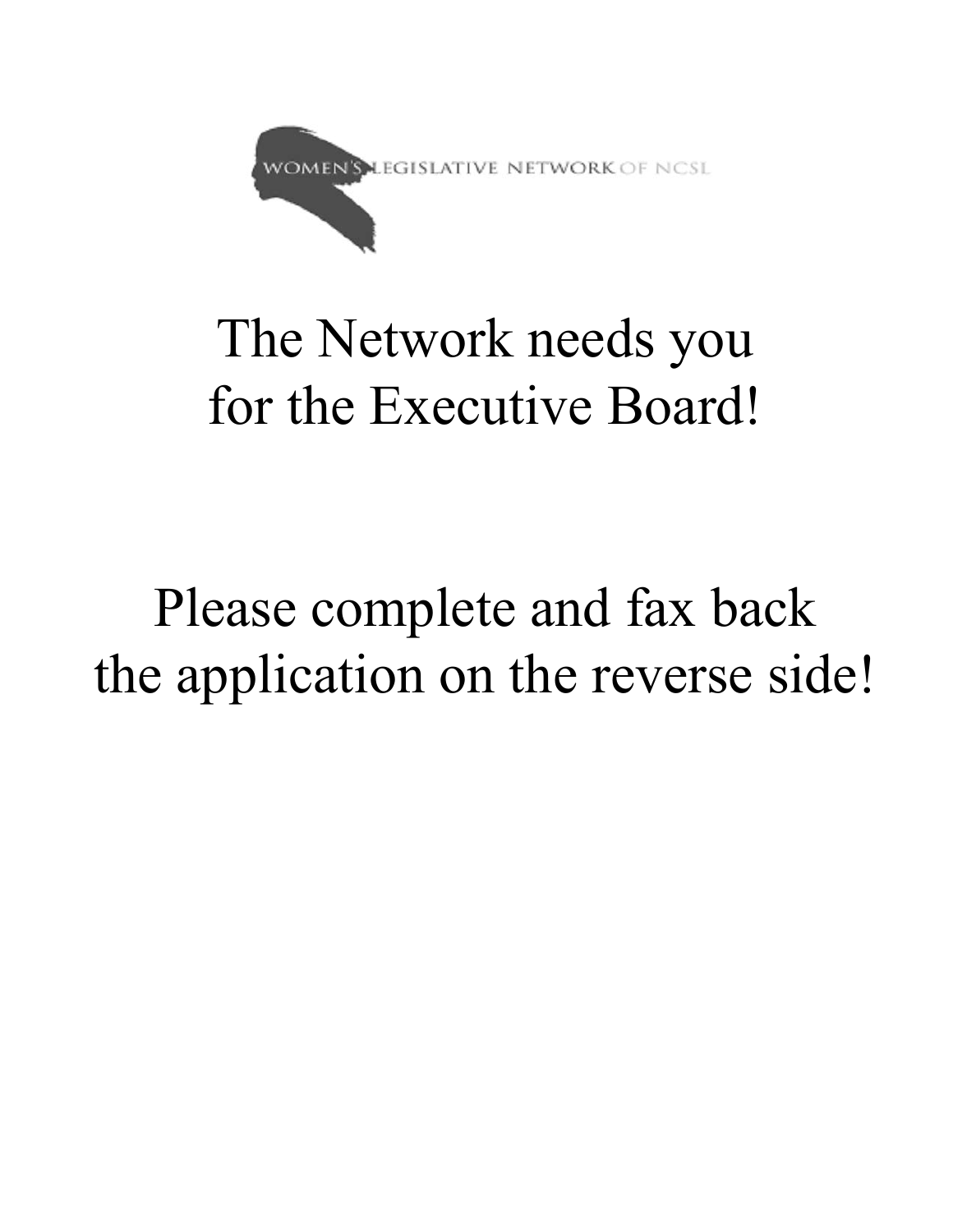WOMEN'S LEGISLATIVE NETWORK OF NCSL

# The Network needs you for the Executive Board!

# Please complete and fax back the application on the reverse side!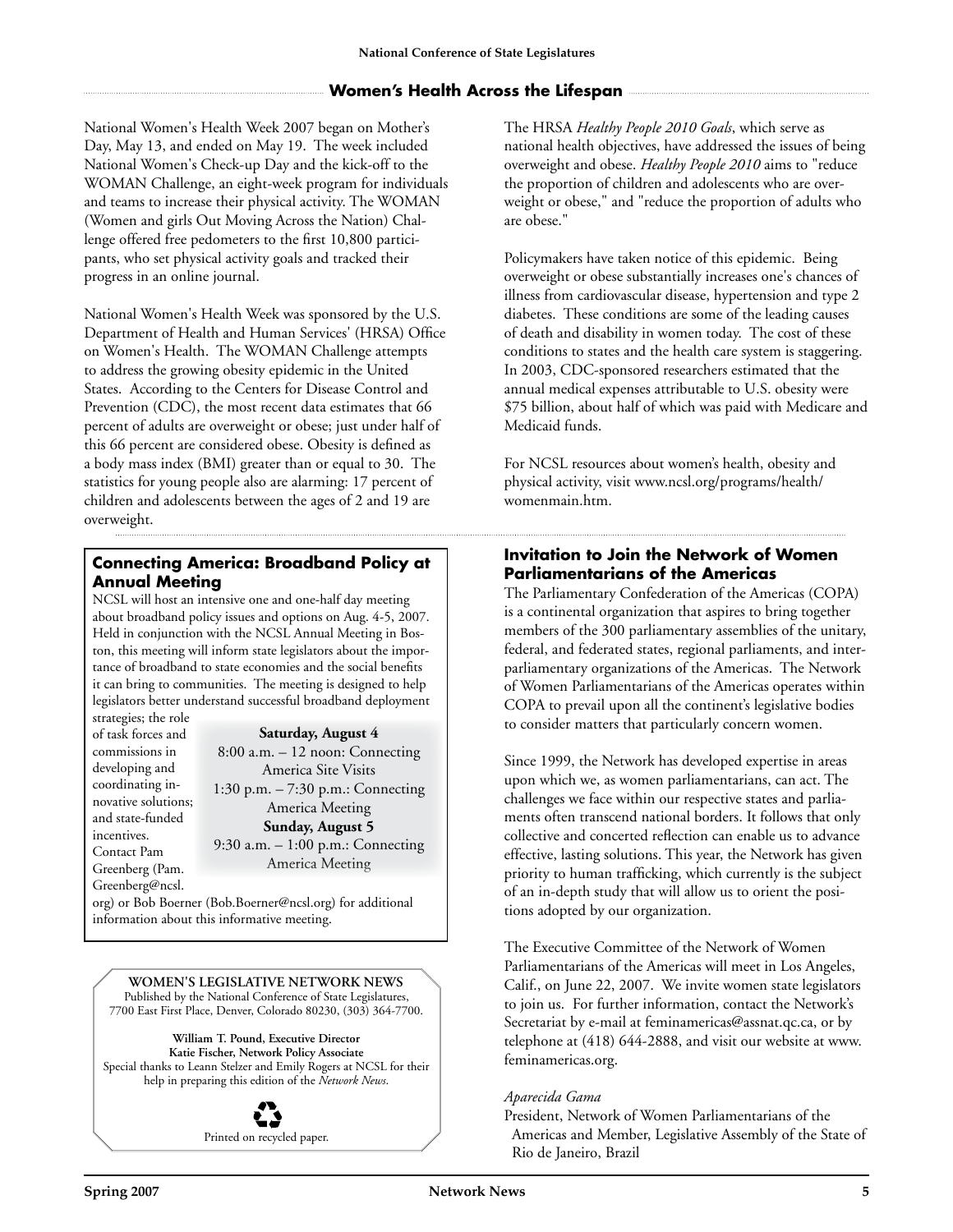## Women's Health Across the Lifespan

National Women's Health Week 2007 began on Mother's Day, May 13, and ended on May 19. The week included National Women's Check-up Day and the kick-off to the WOMAN Challenge, an eight-week program for individuals and teams to increase their physical activity. The WOMAN (Women and girls Out Moving Across the Nation) Challenge offered free pedometers to the first 10,800 participants, who set physical activity goals and tracked their progress in an online journal.

National Women's Health Week was sponsored by the U.S. Department of Health and Human Services' (HRSA) Office on Women's Health. The WOMAN Challenge attempts to address the growing obesity epidemic in the United States. According to the Centers for Disease Control and Prevention (CDC), the most recent data estimates that 66 percent of adults are overweight or obese; just under half of this 66 percent are considered obese. Obesity is defined as a body mass index (BMI) greater than or equal to 30. The statistics for young people also are alarming: 17 percent of children and adolescents between the ages of 2 and 19 are overweight.

The HRSA *Healthy People 2010 Goals*, which serve as national health objectives, have addressed the issues of being overweight and obese. *Healthy People 2010* aims to "reduce the proportion of children and adolescents who are overweight or obese," and "reduce the proportion of adults who are obese."

Policymakers have taken notice of this epidemic. Being overweight or obese substantially increases one's chances of illness from cardiovascular disease, hypertension and type 2 diabetes. These conditions are some of the leading causes of death and disability in women today. The cost of these conditions to states and the health care system is staggering. In 2003, CDC-sponsored researchers estimated that the annual medical expenses attributable to U.S. obesity were $75 billion, about half of which was paid with Medicare and Medicaid funds.

For NCSL resources about women's health, obesity and physical activity, visit www.ncsl.org/programs/health/womenmain.htm.

### Connecting America: Broadband Policy at Annual Meeting

NCSL will host an intensive one and one-half day meeting about broadband policy issues and options on Aug. 4-5, 2007. Held in conjunction with the NCSL Annual Meeting in Boston, this meeting will inform state legislators about the importance of broadband to state economies and the social benefits it can bring to communities. The meeting is designed to help legislators better understand successful broadband deployment strategies; the role of task forces and commissions in developing and coordinating innovative solutions; and state-funded incentives. Contact Pam Greenberg (Pam.Greenberg@ncsl.org) or Bob Boerner (Bob.Boerner@ncsl.org) for additional information about this informative meeting.

**Saturday, August 4**
8:00 a.m. – 12 noon: Connecting America Site Visits
1:30 p.m. – 7:30 p.m.: Connecting America Meeting
**Sunday, August 5**
9:30 a.m. – 1:00 p.m.: Connecting America Meeting

**WOMEN'S LEGISLATIVE NETWORK NEWS**
Published by the National Conference of State Legislatures, 7700 East First Place, Denver, Colorado 80230, (303) 364-7700.

**William T. Pound, Executive Director**
**Katie Fischer, Network Policy Associate**
Special thanks to Leann Stelzer and Emily Rogers at NCSL for their help in preparing this edition of the *Network News*.

Printed on recycled paper.

### Invitation to Join the Network of Women Parliamentarians of the Americas

The Parliamentary Confederation of the Americas (COPA) is a continental organization that aspires to bring together members of the 300 parliamentary assemblies of the unitary, federal, and federated states, regional parliaments, and interparliamentary organizations of the Americas. The Network of Women Parliamentarians of the Americas operates within COPA to prevail upon all the continent's legislative bodies to consider matters that particularly concern women.

Since 1999, the Network has developed expertise in areas upon which we, as women parliamentarians, can act. The challenges we face within our respective states and parliaments often transcend national borders. It follows that only collective and concerted reflection can enable us to advance effective, lasting solutions. This year, the Network has given priority to human trafficking, which currently is the subject of an in-depth study that will allow us to orient the positions adopted by our organization.

The Executive Committee of the Network of Women Parliamentarians of the Americas will meet in Los Angeles, Calif., on June 22, 2007. We invite women state legislators to join us. For further information, contact the Network's Secretariat by e-mail at feminamericas@assnat.qc.ca, or by telephone at (418) 644-2888, and visit our website at www.feminamericas.org.

*Aparecida Gama*
President, Network of Women Parliamentarians of the Americas and Member, Legislative Assembly of the State of Rio de Janeiro, Brazil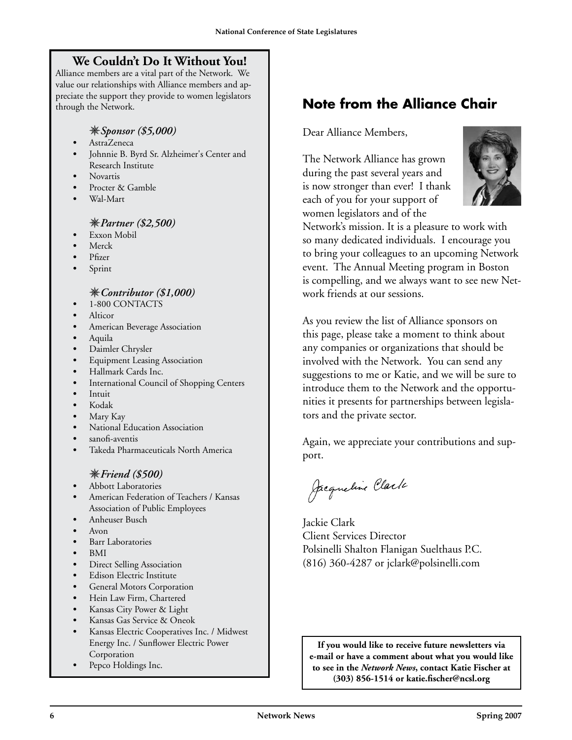## We Couldn't Do It Without You!

Alliance members are a vital part of the Network. We value our relationships with Alliance members and appreciate the support they provide to women legislators through the Network.

### *Sponsor ($5,000)*

- AstraZeneca
- Johnnie B. Byrd Sr. Alzheimer's Center and Research Institute
- Novartis
- Procter & Gamble
- Wal-Mart

### *Partner ($2,500)*

- Exxon Mobil
- Merck
- Pfizer
- Sprint

### *Contributor ($1,000)*

- 1-800 CONTACTS
- Alticor
- American Beverage Association
- Aquila
- Daimler Chrysler
- Equipment Leasing Association
- Hallmark Cards Inc.
- International Council of Shopping Centers
- Intuit
- Kodak
- Mary Kay
- National Education Association
- sanofi-aventis
- Takeda Pharmaceuticals North America

### *Friend ($500)*

- Abbott Laboratories
- American Federation of Teachers / Kansas Association of Public Employees
- Anheuser Busch
- Avon
- Barr Laboratories
- BMI
- Direct Selling Association
- Edison Electric Institute
- General Motors Corporation
- Hein Law Firm, Chartered
- Kansas City Power & Light
- Kansas Gas Service & Oneok
- Kansas Electric Cooperatives Inc. / Midwest Energy Inc. / Sunflower Electric Power Corporation
- Pepco Holdings Inc.

## Note from the Alliance Chair

Dear Alliance Members,

The Network Alliance has grown during the past several years and is now stronger than ever! I thank each of you for your support of women legislators and of the Network's mission. It is a pleasure to work with so many dedicated individuals. I encourage you to bring your colleagues to an upcoming Network event. The Annual Meeting program in Boston is compelling, and we always want to see new Network friends at our sessions.

As you review the list of Alliance sponsors on this page, please take a moment to think about any companies or organizations that should be involved with the Network. You can send any suggestions to me or Katie, and we will be sure to introduce them to the Network and the opportunities it presents for partnerships between legislators and the private sector.

Again, we appreciate your contributions and support.

*Jacqueline Clark*

Jackie Clark
Client Services Director
Polsinelli Shalton Flanigan Suelthaus P.C.
(816) 360-4287 or jclark@polsinelli.com

**If you would like to receive future newsletters via e-mail or have a comment about what you would like to see in the *Network News*, contact Katie Fischer at (303) 856-1514 or katie.fischer@ncsl.org**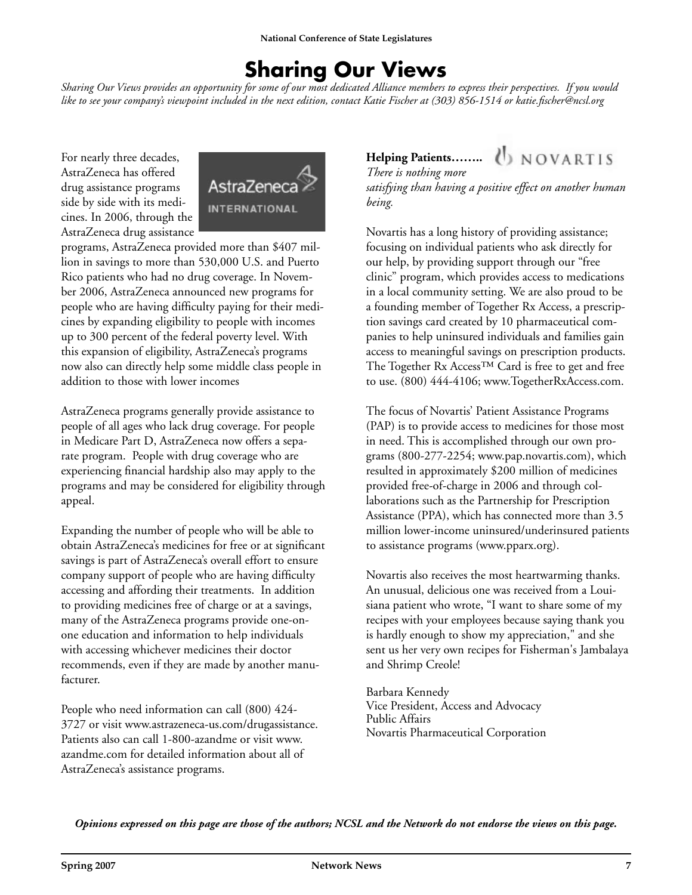# Sharing Our Views

*Sharing Our Views provides an opportunity for some of our most dedicated Alliance members to express their perspectives. If you would like to see your company's viewpoint included in the next edition, contact Katie Fischer at (303) 856-1514 or katie.fischer@ncsl.org*

For nearly three decades, AstraZeneca has offered drug assistance programs side by side with its medicines. In 2006, through the AstraZeneca drug assistance programs, AstraZeneca provided more than $407 million in savings to more than 530,000 U.S. and Puerto Rico patients who had no drug coverage. In November 2006, AstraZeneca announced new programs for people who are having difficulty paying for their medicines by expanding eligibility to people with incomes up to 300 percent of the federal poverty level. With this expansion of eligibility, AstraZeneca's programs now also can directly help some middle class people in addition to those with lower incomes

AstraZeneca programs generally provide assistance to people of all ages who lack drug coverage. For people in Medicare Part D, AstraZeneca now offers a separate program. People with drug coverage who are experiencing financial hardship also may apply to the programs and may be considered for eligibility through appeal.

Expanding the number of people who will be able to obtain AstraZeneca's medicines for free or at significant savings is part of AstraZeneca's overall effort to ensure company support of people who are having difficulty accessing and affording their treatments. In addition to providing medicines free of charge or at a savings, many of the AstraZeneca programs provide one-on-one education and information to help individuals with accessing whichever medicines their doctor recommends, even if they are made by another manufacturer.

People who need information can call (800) 424-3727 or visit www.astrazeneca-us.com/drugassistance. Patients also can call 1-800-azandme or visit www.azandme.com for detailed information about all of AstraZeneca's assistance programs.

**Helping Patients……..**

*There is nothing more satisfying than having a positive effect on another human being.*

Novartis has a long history of providing assistance; focusing on individual patients who ask directly for our help, by providing support through our "free clinic" program, which provides access to medications in a local community setting. We are also proud to be a founding member of Together Rx Access, a prescription savings card created by 10 pharmaceutical companies to help uninsured individuals and families gain access to meaningful savings on prescription products. The Together Rx Access™ Card is free to get and free to use. (800) 444-4106; www.TogetherRxAccess.com.

The focus of Novartis' Patient Assistance Programs (PAP) is to provide access to medicines for those most in need. This is accomplished through our own programs (800-277-2254; www.pap.novartis.com), which resulted in approximately $200 million of medicines provided free-of-charge in 2006 and through collaborations such as the Partnership for Prescription Assistance (PPA), which has connected more than 3.5 million lower-income uninsured/underinsured patients to assistance programs (www.pparx.org).

Novartis also receives the most heartwarming thanks. An unusual, delicious one was received from a Louisiana patient who wrote, "I want to share some of my recipes with your employees because saying thank you is hardly enough to show my appreciation," and she sent us her very own recipes for Fisherman's Jambalaya and Shrimp Creole!

Barbara Kennedy
Vice President, Access and Advocacy
Public Affairs
Novartis Pharmaceutical Corporation

***Opinions expressed on this page are those of the authors; NCSL and the Network do not endorse the views on this page.***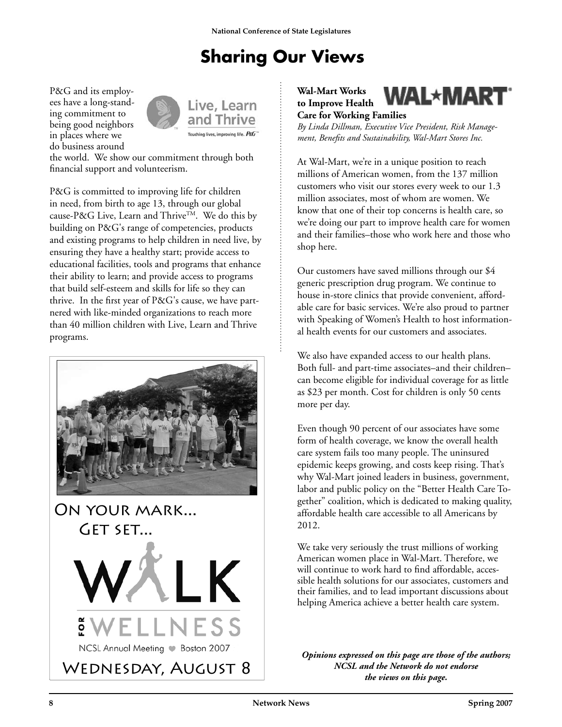# Sharing Our Views

P&G and its employees have a long-standing commitment to being good neighbors in places where we do business around the world. We show our commitment through both financial support and volunteerism.

Live, Learn and Thrive
Touching lives, improving life. P&G

P&G is committed to improving life for children in need, from birth to age 13, through our global cause-P&G Live, Learn and Thrive™. We do this by building on P&G's range of competencies, products and existing programs to help children in need live, by ensuring they have a healthy start; provide access to educational facilities, tools and programs that enhance their ability to learn; and provide access to programs that build self-esteem and skills for life so they can thrive. In the first year of P&G's cause, we have partnered with like-minded organizations to reach more than 40 million children with Live, Learn and Thrive programs.

On your mark... Get set...

WALK FOR WELLNESS

NCSL Annual Meeting Boston 2007

Wednesday, August 8

**Wal-Mart Works to Improve Health Care for Working Families**

*By Linda Dillman, Executive Vice President, Risk Management, Benefits and Sustainability, Wal-Mart Stores Inc.*

At Wal-Mart, we're in a unique position to reach millions of American women, from the 137 million customers who visit our stores every week to our 1.3 million associates, most of whom are women. We know that one of their top concerns is health care, so we're doing our part to improve health care for women and their families–those who work here and those who shop here.

Our customers have saved millions through our $4 generic prescription drug program. We continue to house in-store clinics that provide convenient, affordable care for basic services. We're also proud to partner with Speaking of Women's Health to host informational health events for our customers and associates.

We also have expanded access to our health plans. Both full- and part-time associates–and their children–can become eligible for individual coverage for as little as $23 per month. Cost for children is only 50 cents more per day.

Even though 90 percent of our associates have some form of health coverage, we know the overall health care system fails too many people. The uninsured epidemic keeps growing, and costs keep rising. That's why Wal-Mart joined leaders in business, government, labor and public policy on the "Better Health Care Together" coalition, which is dedicated to making quality, affordable health care accessible to all Americans by 2012.

We take very seriously the trust millions of working American women place in Wal-Mart. Therefore, we will continue to work hard to find affordable, accessible health solutions for our associates, customers and their families, and to lead important discussions about helping America achieve a better health care system.

***Opinions expressed on this page are those of the authors; NCSL and the Network do not endorse the views on this page.***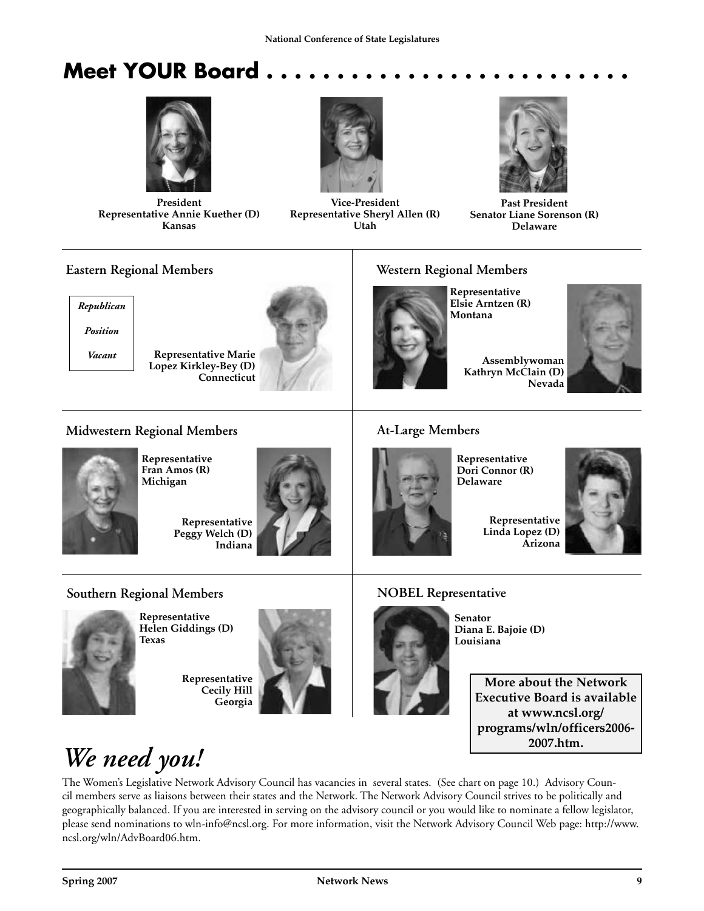# Meet YOUR Board . . . . . . . . . . . . . . . . . . . . . . . . .

**President**
**Representative Annie Kuether (D)**
**Kansas**

**Vice-President**
**Representative Sheryl Allen (R)**
**Utah**

**Past President**
**Senator Liane Sorenson (R)**
**Delaware**

## Eastern Regional Members

*Republican Position Vacant*

**Representative Marie Lopez Kirkley-Bey (D)**
**Connecticut**

## Western Regional Members

**Representative Elsie Arntzen (R)**
**Montana**

**Assemblywoman Kathryn McClain (D)**
**Nevada**

## Midwestern Regional Members

**Representative Fran Amos (R)**
**Michigan**

**Representative Peggy Welch (D)**
**Indiana**

## At-Large Members

**Representative Dori Connor (R)**
**Delaware**

**Representative Linda Lopez (D)**
**Arizona**

## Southern Regional Members

**Representative Helen Giddings (D)**
**Texas**

**Representative Cecily Hill**
**Georgia**

## NOBEL Representative

**Senator Diana E. Bajoie (D)**
**Louisiana**

**More about the Network Executive Board is available at www.ncsl.org/programs/wln/officers2006-2007.htm.**

# *We need you!*

The Women's Legislative Network Advisory Council has vacancies in several states. (See chart on page 10.) Advisory Council members serve as liaisons between their states and the Network. The Network Advisory Council strives to be politically and geographically balanced. If you are interested in serving on the advisory council or you would like to nominate a fellow legislator, please send nominations to wln-info@ncsl.org. For more information, visit the Network Advisory Council Web page: http://www.ncsl.org/wln/AdvBoard06.htm.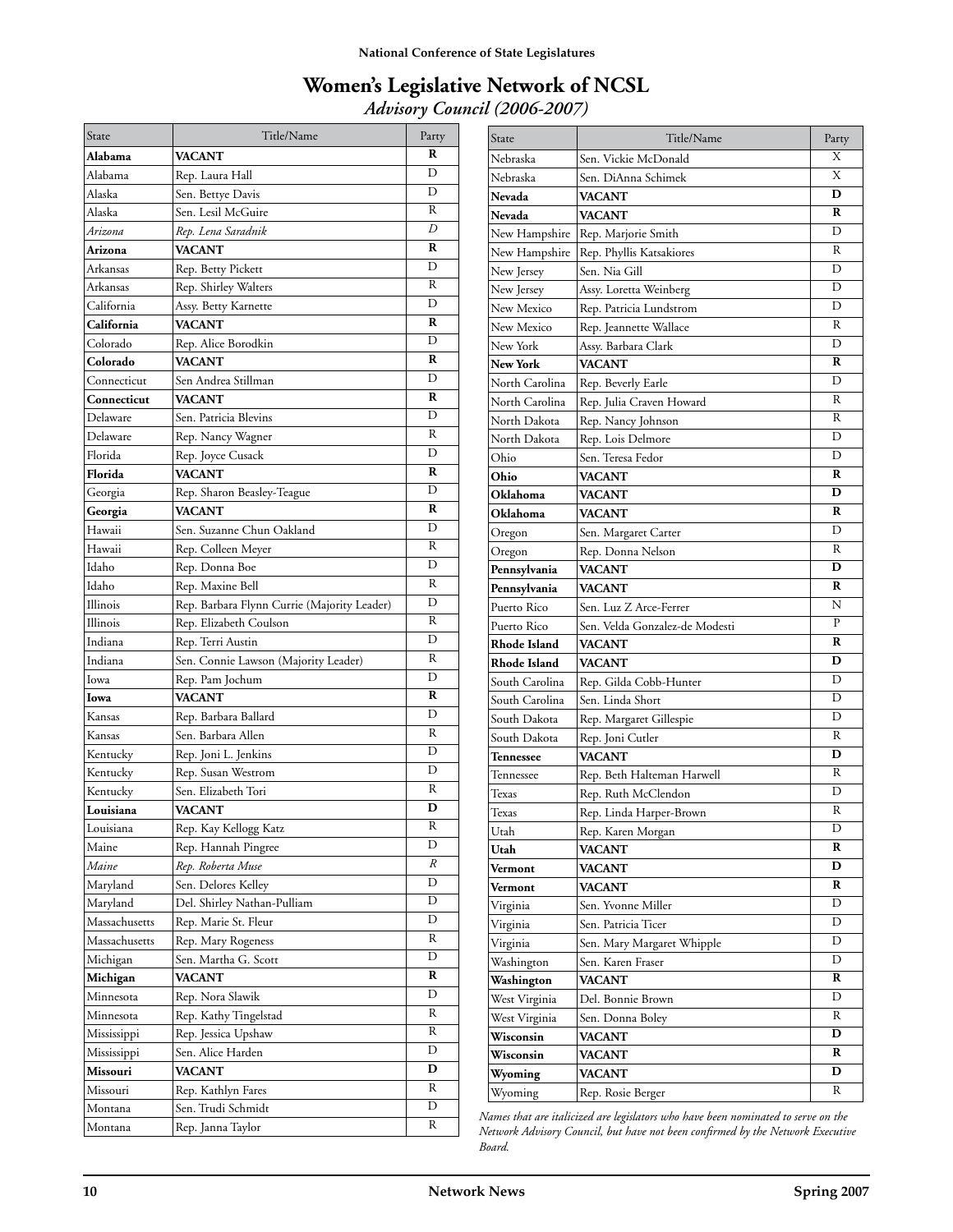# Women's Legislative Network of NCSL

*Advisory Council (2006-2007)*

| State | Title/Name | Party |
|---|---|---|
| **Alabama** | **VACANT** | **R** |
| Alabama | Rep. Laura Hall | D |
| Alaska | Sen. Bettye Davis | D |
| Alaska | Sen. Lesil McGuire | R |
| *Arizona* | *Rep. Lena Saradnik* | *D* |
| **Arizona** | **VACANT** | **R** |
| Arkansas | Rep. Betty Pickett | D |
| Arkansas | Rep. Shirley Walters | R |
| California | Assy. Betty Karnette | D |
| **California** | **VACANT** | **R** |
| Colorado | Rep. Alice Borodkin | D |
| **Colorado** | **VACANT** | **R** |
| Connecticut | Sen Andrea Stillman | D |
| **Connecticut** | **VACANT** | **R** |
| Delaware | Sen. Patricia Blevins | D |
| Delaware | Rep. Nancy Wagner | R |
| Florida | Rep. Joyce Cusack | D |
| **Florida** | **VACANT** | **R** |
| Georgia | Rep. Sharon Beasley-Teague | D |
| **Georgia** | **VACANT** | **R** |
| Hawaii | Sen. Suzanne Chun Oakland | D |
| Hawaii | Rep. Colleen Meyer | R |
| Idaho | Rep. Donna Boe | D |
| Idaho | Rep. Maxine Bell | R |
| Illinois | Rep. Barbara Flynn Currie (Majority Leader) | D |
| Illinois | Rep. Elizabeth Coulson | R |
| Indiana | Rep. Terri Austin | D |
| Indiana | Sen. Connie Lawson (Majority Leader) | R |
| Iowa | Rep. Pam Jochum | D |
| **Iowa** | **VACANT** | **R** |
| Kansas | Rep. Barbara Ballard | D |
| Kansas | Sen. Barbara Allen | R |
| Kentucky | Rep. Joni L. Jenkins | D |
| Kentucky | Rep. Susan Westrom | D |
| Kentucky | Sen. Elizabeth Tori | R |
| **Louisiana** | **VACANT** | **D** |
| Louisiana | Rep. Kay Kellogg Katz | R |
| Maine | Rep. Hannah Pingree | D |
| *Maine* | *Rep. Roberta Muse* | *R* |
| Maryland | Sen. Delores Kelley | D |
| Maryland | Del. Shirley Nathan-Pulliam | D |
| Massachusetts | Rep. Marie St. Fleur | D |
| Massachusetts | Rep. Mary Rogeness | R |
| Michigan | Sen. Martha G. Scott | D |
| **Michigan** | **VACANT** | **R** |
| Minnesota | Rep. Nora Slawik | D |
| Minnesota | Rep. Kathy Tingelstad | R |
| Mississippi | Rep. Jessica Upshaw | R |
| Mississippi | Sen. Alice Harden | D |
| **Missouri** | **VACANT** | **D** |
| Missouri | Rep. Kathlyn Fares | R |
| Montana | Sen. Trudi Schmidt | D |
| Montana | Rep. Janna Taylor | R |
| Nebraska | Sen. Vickie McDonald | X |
| Nebraska | Sen. DiAnna Schimek | X |
| **Nevada** | **VACANT** | **D** |
| **Nevada** | **VACANT** | **R** |
| New Hampshire | Rep. Marjorie Smith | D |
| New Hampshire | Rep. Phyllis Katsakiores | R |
| New Jersey | Sen. Nia Gill | D |
| New Jersey | Assy. Loretta Weinberg | D |
| New Mexico | Rep. Patricia Lundstrom | D |
| New Mexico | Rep. Jeannette Wallace | R |
| New York | Assy. Barbara Clark | D |
| **New York** | **VACANT** | **R** |
| North Carolina | Rep. Beverly Earle | D |
| North Carolina | Rep. Julia Craven Howard | R |
| North Dakota | Rep. Nancy Johnson | R |
| North Dakota | Rep. Lois Delmore | D |
| Ohio | Sen. Teresa Fedor | D |
| **Ohio** | **VACANT** | **R** |
| **Oklahoma** | **VACANT** | **D** |
| **Oklahoma** | **VACANT** | **R** |
| Oregon | Sen. Margaret Carter | D |
| Oregon | Rep. Donna Nelson | R |
| **Pennsylvania** | **VACANT** | **D** |
| **Pennsylvania** | **VACANT** | **R** |
| Puerto Rico | Sen. Luz Z Arce-Ferrer | N |
| Puerto Rico | Sen. Velda Gonzalez-de Modesti | P |
| **Rhode Island** | **VACANT** | **R** |
| **Rhode Island** | **VACANT** | **D** |
| South Carolina | Rep. Gilda Cobb-Hunter | D |
| South Carolina | Sen. Linda Short | D |
| South Dakota | Rep. Margaret Gillespie | D |
| South Dakota | Rep. Joni Cutler | R |
| **Tennessee** | **VACANT** | **D** |
| Tennessee | Rep. Beth Halteman Harwell | R |
| Texas | Rep. Ruth McClendon | D |
| Texas | Rep. Linda Harper-Brown | R |
| Utah | Rep. Karen Morgan | D |
| **Utah** | **VACANT** | **R** |
| **Vermont** | **VACANT** | **D** |
| **Vermont** | **VACANT** | **R** |
| Virginia | Sen. Yvonne Miller | D |
| Virginia | Sen. Patricia Ticer | D |
| Virginia | Sen. Mary Margaret Whipple | D |
| Washington | Sen. Karen Fraser | D |
| **Washington** | **VACANT** | **R** |
| West Virginia | Del. Bonnie Brown | D |
| West Virginia | Sen. Donna Boley | R |
| **Wisconsin** | **VACANT** | **D** |
| **Wisconsin** | **VACANT** | **R** |
| **Wyoming** | **VACANT** | **D** |
| Wyoming | Rep. Rosie Berger | R |

*Names that are italicized are legislators who have been nominated to serve on the Network Advisory Council, but have not been confirmed by the Network Executive Board.*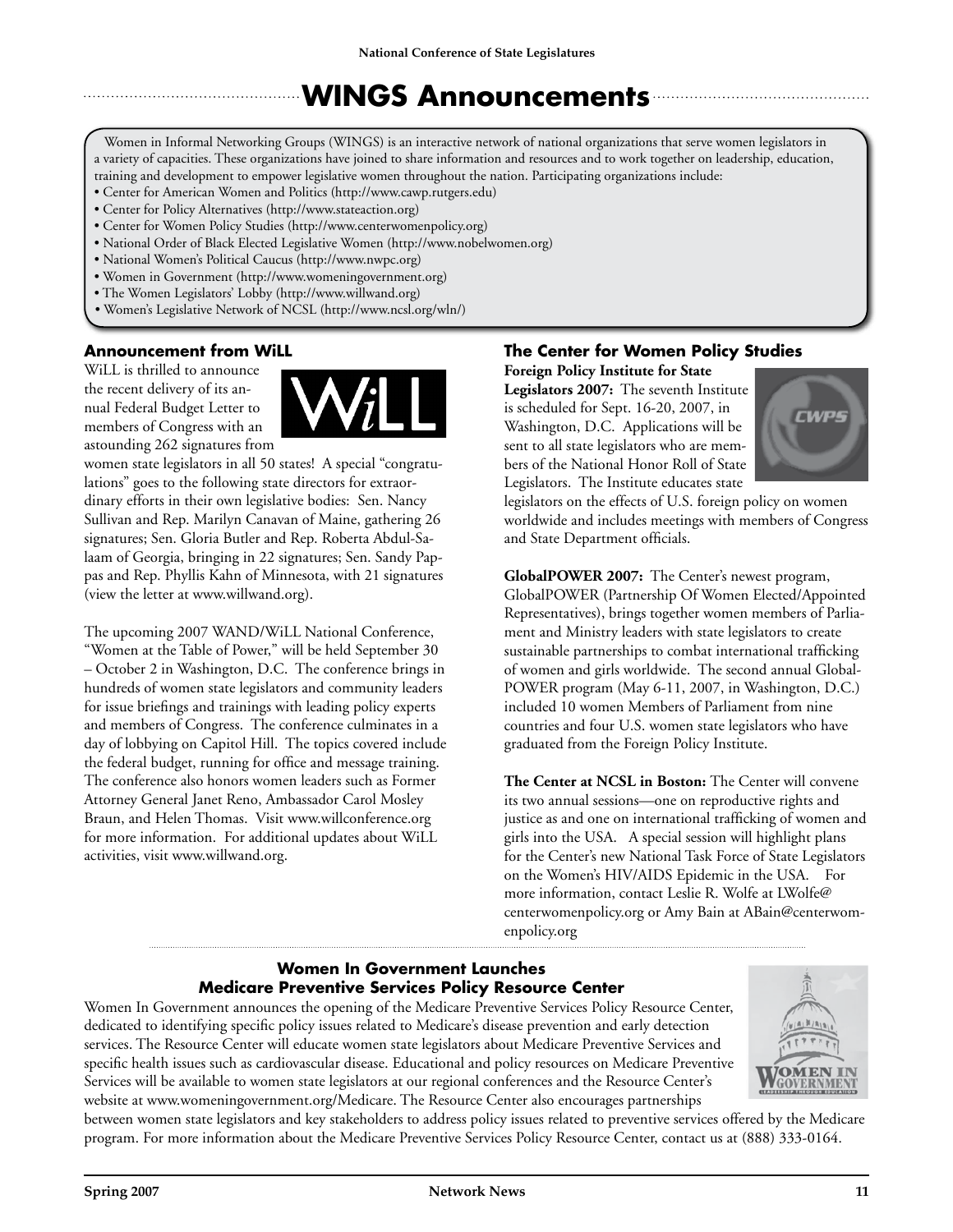# WINGS Announcements

Women in Informal Networking Groups (WINGS) is an interactive network of national organizations that serve women legislators in a variety of capacities. These organizations have joined to share information and resources and to work together on leadership, education, training and development to empower legislative women throughout the nation. Participating organizations include:

- Center for American Women and Politics (http://www.cawp.rutgers.edu)
- Center for Policy Alternatives (http://www.stateaction.org)
- Center for Women Policy Studies (http://www.centerwomenpolicy.org)
- National Order of Black Elected Legislative Women (http://www.nobelwomen.org)
- National Women's Political Caucus (http://www.nwpc.org)
- Women in Government (http://www.womeningovernment.org)
- The Women Legislators' Lobby (http://www.willwand.org)
- Women's Legislative Network of NCSL (http://www.ncsl.org/wln/)

## Announcement from WiLL

WiLL is thrilled to announce the recent delivery of its annual Federal Budget Letter to members of Congress with an astounding 262 signatures from women state legislators in all 50 states! A special "congratulations" goes to the following state directors for extraordinary efforts in their own legislative bodies: Sen. Nancy Sullivan and Rep. Marilyn Canavan of Maine, gathering 26 signatures; Sen. Gloria Butler and Rep. Roberta Abdul-Salaam of Georgia, bringing in 22 signatures; Sen. Sandy Pappas and Rep. Phyllis Kahn of Minnesota, with 21 signatures (view the letter at www.willwand.org).

The upcoming 2007 WAND/WiLL National Conference, "Women at the Table of Power," will be held September 30 – October 2 in Washington, D.C. The conference brings in hundreds of women state legislators and community leaders for issue briefings and trainings with leading policy experts and members of Congress. The conference culminates in a day of lobbying on Capitol Hill. The topics covered include the federal budget, running for office and message training. The conference also honors women leaders such as Former Attorney General Janet Reno, Ambassador Carol Mosley Braun, and Helen Thomas. Visit www.willconference.org for more information. For additional updates about WiLL activities, visit www.willwand.org.

## The Center for Women Policy Studies

**Foreign Policy Institute for State Legislators 2007:** The seventh Institute is scheduled for Sept. 16-20, 2007, in Washington, D.C. Applications will be sent to all state legislators who are members of the National Honor Roll of State Legislators. The Institute educates state legislators on the effects of U.S. foreign policy on women worldwide and includes meetings with members of Congress and State Department officials.

**GlobalPOWER 2007:** The Center's newest program, GlobalPOWER (Partnership Of Women Elected/Appointed Representatives), brings together women members of Parliament and Ministry leaders with state legislators to create sustainable partnerships to combat international trafficking of women and girls worldwide. The second annual GlobalPOWER program (May 6-11, 2007, in Washington, D.C.) included 10 women Members of Parliament from nine countries and four U.S. women state legislators who have graduated from the Foreign Policy Institute.

**The Center at NCSL in Boston:** The Center will convene its two annual sessions—one on reproductive rights and justice as and one on international trafficking of women and girls into the USA. A special session will highlight plans for the Center's new National Task Force of State Legislators on the Women's HIV/AIDS Epidemic in the USA. For more information, contact Leslie R. Wolfe at LWolfe@centerwomenpolicy.org or Amy Bain at ABain@centerwomenpolicy.org

## Women In Government Launches Medicare Preventive Services Policy Resource Center

Women In Government announces the opening of the Medicare Preventive Services Policy Resource Center, dedicated to identifying specific policy issues related to Medicare's disease prevention and early detection services. The Resource Center will educate women state legislators about Medicare Preventive Services and specific health issues such as cardiovascular disease. Educational and policy resources on Medicare Preventive Services will be available to women state legislators at our regional conferences and the Resource Center's website at www.womeningovernment.org/Medicare. The Resource Center also encourages partnerships between women state legislators and key stakeholders to address policy issues related to preventive services offered by the Medicare program. For more information about the Medicare Preventive Services Policy Resource Center, contact us at (888) 333-0164.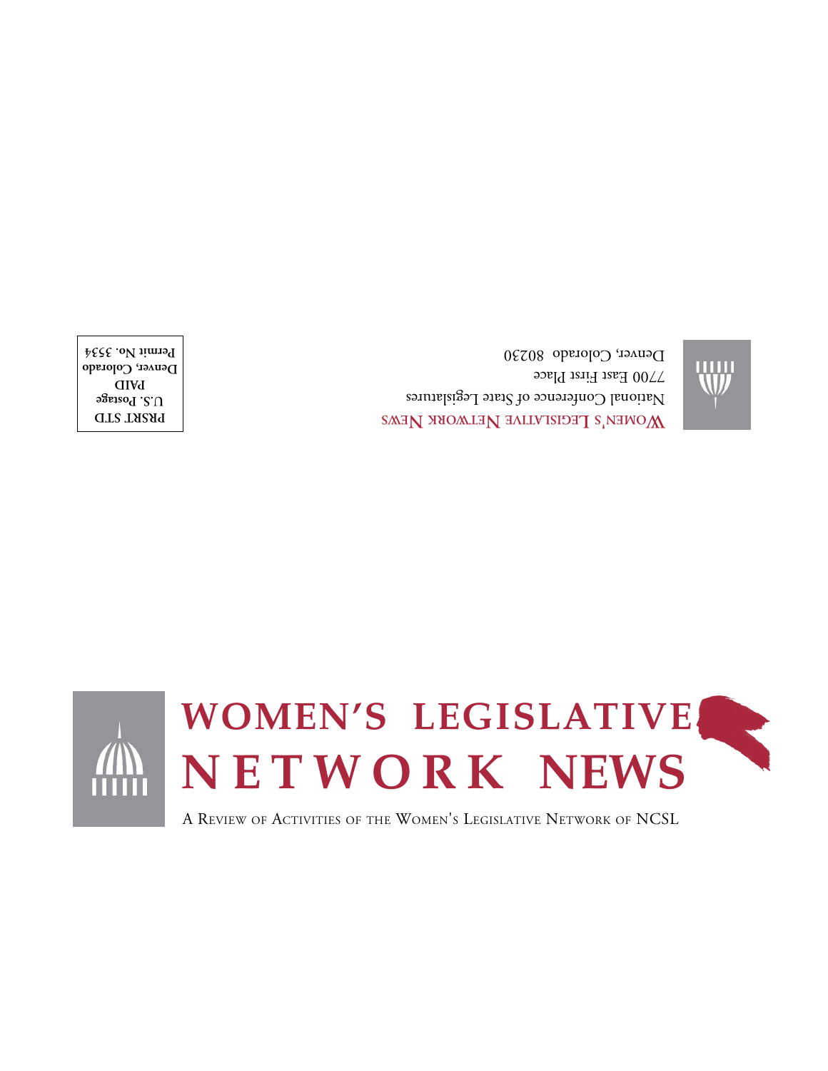Women's Legislative Network News
National Conference of State Legislatures
7700 East First Place
Denver, Colorado 80230

PRSRT STD
U.S. Postage
PAID
Denver, Colorado
Permit No. 3534

# WOMEN'S LEGISLATIVE NETWORK NEWS

A Review of Activities of the Women's Legislative Network of NCSL